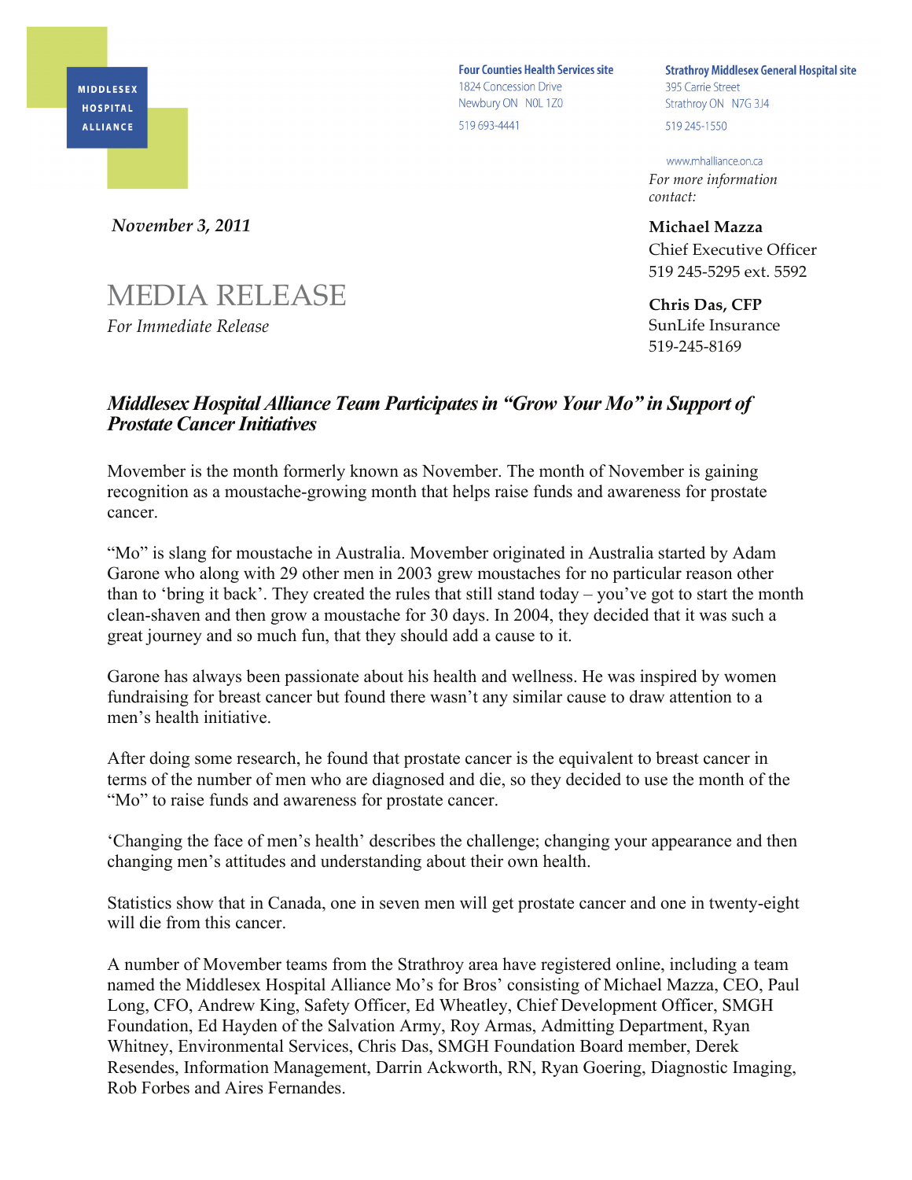MIDDLESEX HOSPITAL ALLIANCE

**Four Counties Health Services site**
1824 Concession Drive
Newbury ON N0L 1Z0
519 693-4441

**Strathroy Middlesex General Hospital site**
395 Carrie Street
Strathroy ON N7G 3J4
519 245-1550

www.mhalliance.on.ca

*For more information contact:*

**Michael Mazza**
Chief Executive Officer
519 245-5295 ext. 5592

**Chris Das, CFP**
SunLife Insurance
519-245-8169

***November 3, 2011***

# MEDIA RELEASE

*For Immediate Release*

## *Middlesex Hospital Alliance Team Participates in "Grow Your Mo" in Support of Prostate Cancer Initiatives*

Movember is the month formerly known as November. The month of November is gaining recognition as a moustache-growing month that helps raise funds and awareness for prostate cancer.

"Mo" is slang for moustache in Australia. Movember originated in Australia started by Adam Garone who along with 29 other men in 2003 grew moustaches for no particular reason other than to 'bring it back'. They created the rules that still stand today – you've got to start the month clean-shaven and then grow a moustache for 30 days. In 2004, they decided that it was such a great journey and so much fun, that they should add a cause to it.

Garone has always been passionate about his health and wellness. He was inspired by women fundraising for breast cancer but found there wasn't any similar cause to draw attention to a men's health initiative.

After doing some research, he found that prostate cancer is the equivalent to breast cancer in terms of the number of men who are diagnosed and die, so they decided to use the month of the "Mo" to raise funds and awareness for prostate cancer.

'Changing the face of men's health' describes the challenge; changing your appearance and then changing men's attitudes and understanding about their own health.

Statistics show that in Canada, one in seven men will get prostate cancer and one in twenty-eight will die from this cancer.

A number of Movember teams from the Strathroy area have registered online, including a team named the Middlesex Hospital Alliance Mo's for Bros' consisting of Michael Mazza, CEO, Paul Long, CFO, Andrew King, Safety Officer, Ed Wheatley, Chief Development Officer, SMGH Foundation, Ed Hayden of the Salvation Army, Roy Armas, Admitting Department, Ryan Whitney, Environmental Services, Chris Das, SMGH Foundation Board member, Derek Resendes, Information Management, Darrin Ackworth, RN, Ryan Goering, Diagnostic Imaging, Rob Forbes and Aires Fernandes.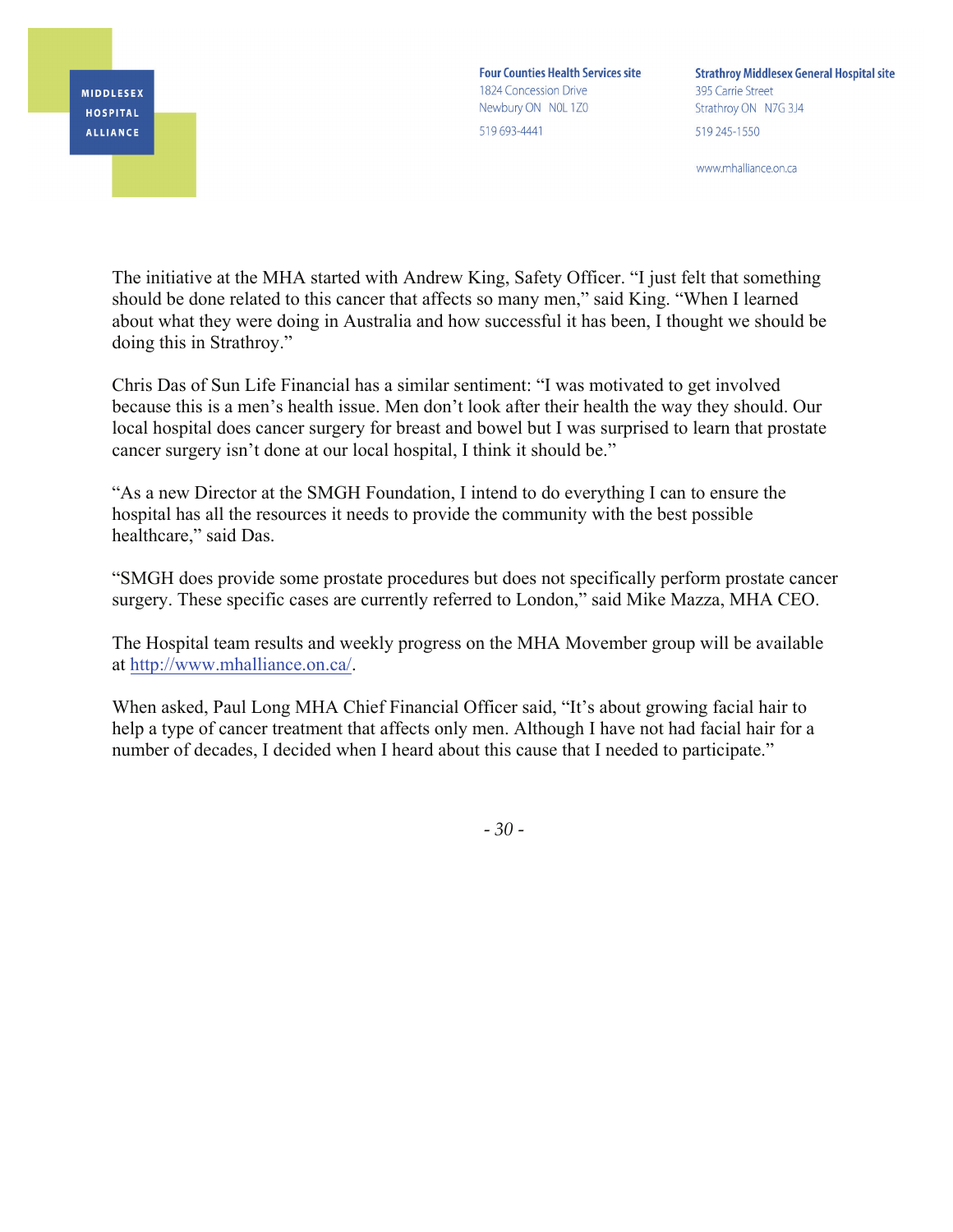MIDDLESEX HOSPITAL ALLIANCE

**Four Counties Health Services site**
1824 Concession Drive
Newbury ON N0L 1Z0
519 693-4441

**Strathroy Middlesex General Hospital site**
395 Carrie Street
Strathroy ON N7G 3J4
519 245-1550

www.mhalliance.on.ca

The initiative at the MHA started with Andrew King, Safety Officer. "I just felt that something should be done related to this cancer that affects so many men," said King. "When I learned about what they were doing in Australia and how successful it has been, I thought we should be doing this in Strathroy."

Chris Das of Sun Life Financial has a similar sentiment: "I was motivated to get involved because this is a men's health issue. Men don't look after their health the way they should. Our local hospital does cancer surgery for breast and bowel but I was surprised to learn that prostate cancer surgery isn't done at our local hospital, I think it should be."

"As a new Director at the SMGH Foundation, I intend to do everything I can to ensure the hospital has all the resources it needs to provide the community with the best possible healthcare," said Das.

"SMGH does provide some prostate procedures but does not specifically perform prostate cancer surgery. These specific cases are currently referred to London," said Mike Mazza, MHA CEO.

The Hospital team results and weekly progress on the MHA Movember group will be available at http://www.mhalliance.on.ca/.

When asked, Paul Long MHA Chief Financial Officer said, "It's about growing facial hair to help a type of cancer treatment that affects only men. Although I have not had facial hair for a number of decades, I decided when I heard about this cause that I needed to participate."